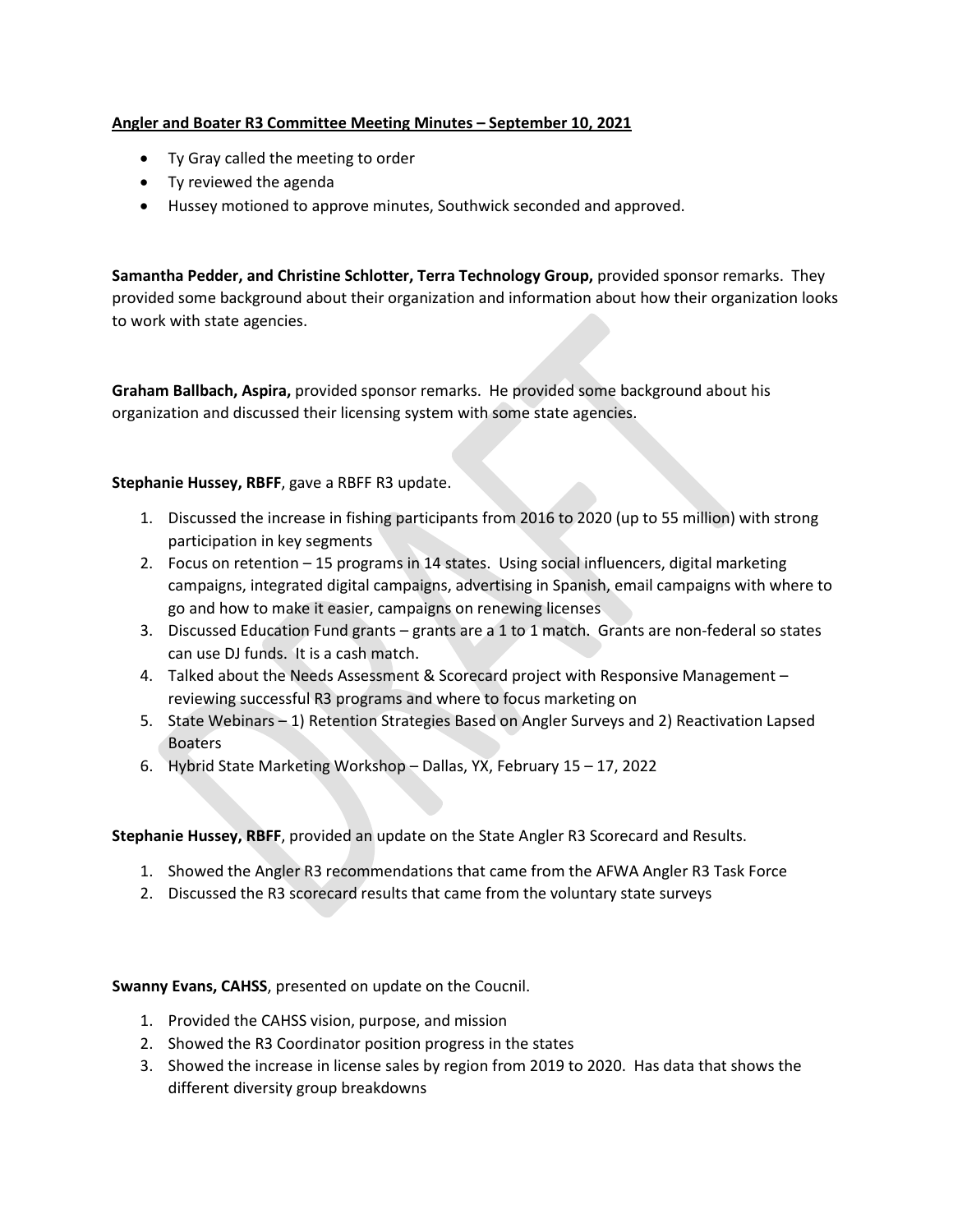**<u>Angler and Boater R3 Committee Meeting Minutes – September 10, 2021</u>**

- Ty Gray called the meeting to order
- Ty reviewed the agenda
- Hussey motioned to approve minutes, Southwick seconded and approved.

**Samantha Pedder, and Christine Schlotter, Terra Technology Group,** provided sponsor remarks. They provided some background about their organization and information about how their organization looks to work with state agencies.

**Graham Ballbach, Aspira,** provided sponsor remarks. He provided some background about his organization and discussed their licensing system with some state agencies.

**Stephanie Hussey, RBFF**, gave a RBFF R3 update.

1. Discussed the increase in fishing participants from 2016 to 2020 (up to 55 million) with strong participation in key segments
2. Focus on retention – 15 programs in 14 states. Using social influencers, digital marketing campaigns, integrated digital campaigns, advertising in Spanish, email campaigns with where to go and how to make it easier, campaigns on renewing licenses
3. Discussed Education Fund grants – grants are a 1 to 1 match. Grants are non-federal so states can use DJ funds. It is a cash match.
4. Talked about the Needs Assessment & Scorecard project with Responsive Management – reviewing successful R3 programs and where to focus marketing on
5. State Webinars – 1) Retention Strategies Based on Angler Surveys and 2) Reactivation Lapsed Boaters
6. Hybrid State Marketing Workshop – Dallas, YX, February 15 – 17, 2022

**Stephanie Hussey, RBFF**, provided an update on the State Angler R3 Scorecard and Results.

1. Showed the Angler R3 recommendations that came from the AFWA Angler R3 Task Force
2. Discussed the R3 scorecard results that came from the voluntary state surveys

**Swanny Evans, CAHSS**, presented on update on the Coucnil.

1. Provided the CAHSS vision, purpose, and mission
2. Showed the R3 Coordinator position progress in the states
3. Showed the increase in license sales by region from 2019 to 2020. Has data that shows the different diversity group breakdowns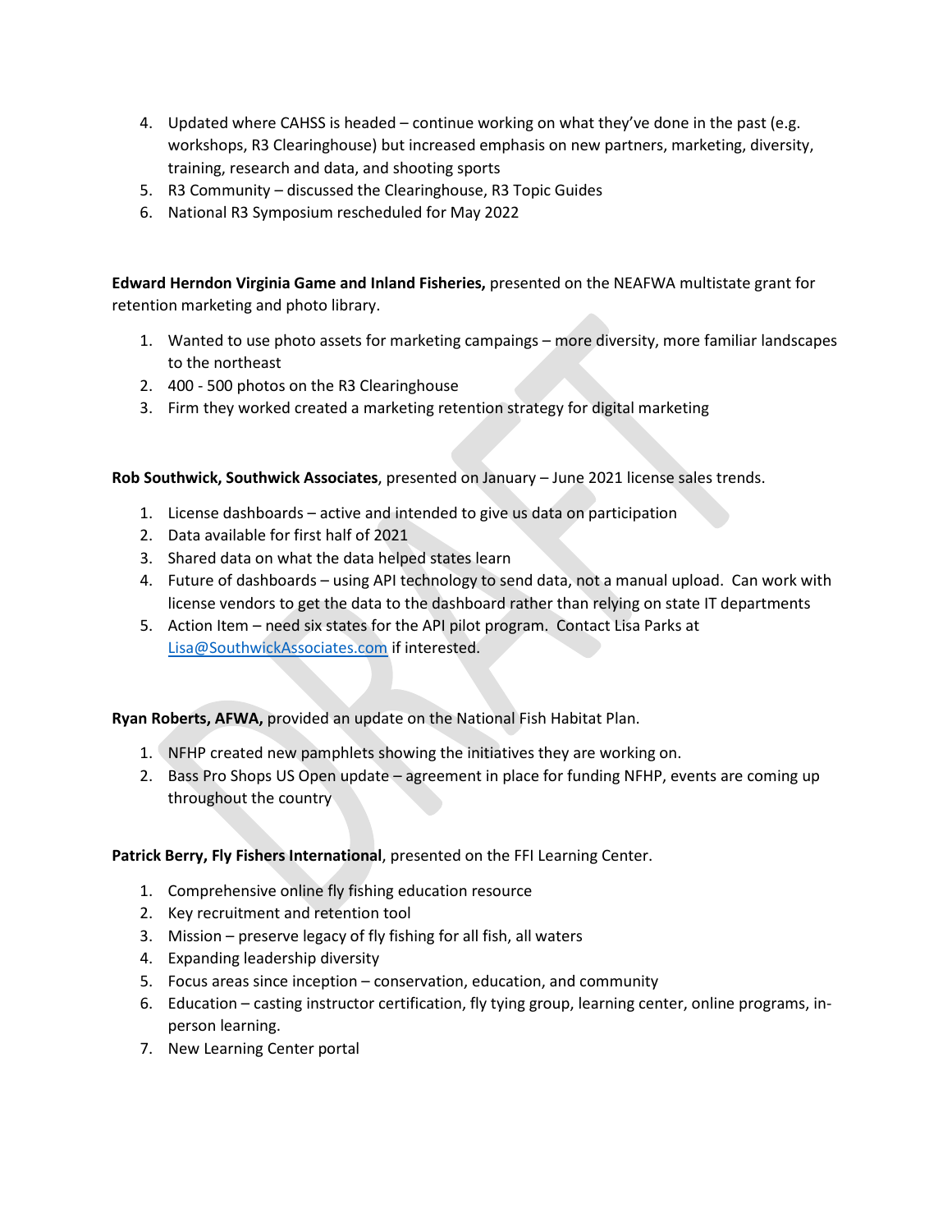4. Updated where CAHSS is headed – continue working on what they've done in the past (e.g. workshops, R3 Clearinghouse) but increased emphasis on new partners, marketing, diversity, training, research and data, and shooting sports
5. R3 Community – discussed the Clearinghouse, R3 Topic Guides
6. National R3 Symposium rescheduled for May 2022

**Edward Herndon Virginia Game and Inland Fisheries,** presented on the NEAFWA multistate grant for retention marketing and photo library.

1. Wanted to use photo assets for marketing campaings – more diversity, more familiar landscapes to the northeast
2. 400 - 500 photos on the R3 Clearinghouse
3. Firm they worked created a marketing retention strategy for digital marketing

**Rob Southwick, Southwick Associates**, presented on January – June 2021 license sales trends.

1. License dashboards – active and intended to give us data on participation
2. Data available for first half of 2021
3. Shared data on what the data helped states learn
4. Future of dashboards – using API technology to send data, not a manual upload. Can work with license vendors to get the data to the dashboard rather than relying on state IT departments
5. Action Item – need six states for the API pilot program. Contact Lisa Parks at Lisa@SouthwickAssociates.com if interested.

**Ryan Roberts, AFWA,** provided an update on the National Fish Habitat Plan.

1. NFHP created new pamphlets showing the initiatives they are working on.
2. Bass Pro Shops US Open update – agreement in place for funding NFHP, events are coming up throughout the country

**Patrick Berry, Fly Fishers International**, presented on the FFI Learning Center.

1. Comprehensive online fly fishing education resource
2. Key recruitment and retention tool
3. Mission – preserve legacy of fly fishing for all fish, all waters
4. Expanding leadership diversity
5. Focus areas since inception – conservation, education, and community
6. Education – casting instructor certification, fly tying group, learning center, online programs, in-person learning.
7. New Learning Center portal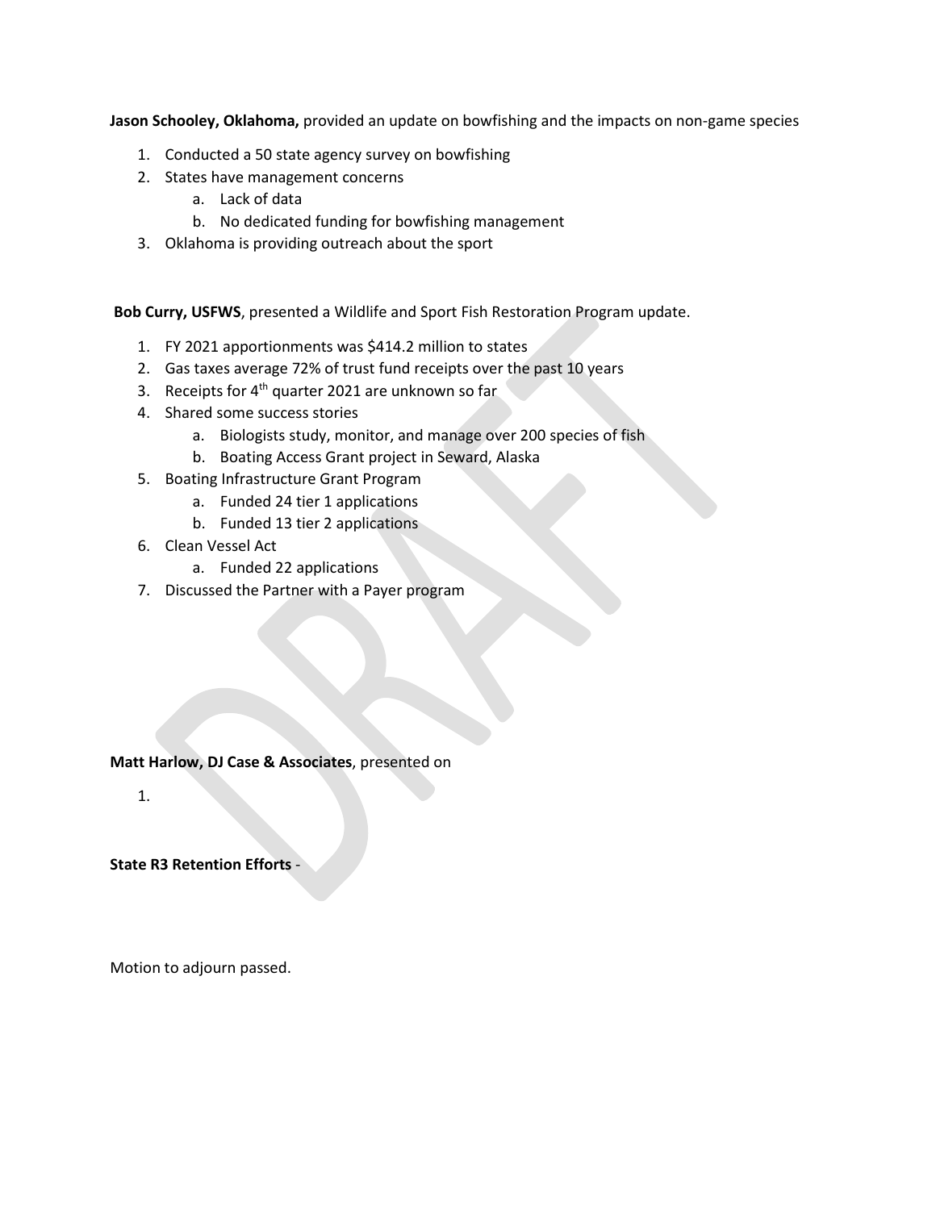**Jason Schooley, Oklahoma,** provided an update on bowfishing and the impacts on non-game species

1. Conducted a 50 state agency survey on bowfishing
2. States have management concerns
   a. Lack of data
   b. No dedicated funding for bowfishing management
3. Oklahoma is providing outreach about the sport

**Bob Curry, USFWS**, presented a Wildlife and Sport Fish Restoration Program update.

1. FY 2021 apportionments was $414.2 million to states
2. Gas taxes average 72% of trust fund receipts over the past 10 years
3. Receipts for 4th quarter 2021 are unknown so far
4. Shared some success stories
   a. Biologists study, monitor, and manage over 200 species of fish
   b. Boating Access Grant project in Seward, Alaska
5. Boating Infrastructure Grant Program
   a. Funded 24 tier 1 applications
   b. Funded 13 tier 2 applications
6. Clean Vessel Act
   a. Funded 22 applications
7. Discussed the Partner with a Payer program

**Matt Harlow, DJ Case & Associates**, presented on

1.

**State R3 Retention Efforts** -

Motion to adjourn passed.